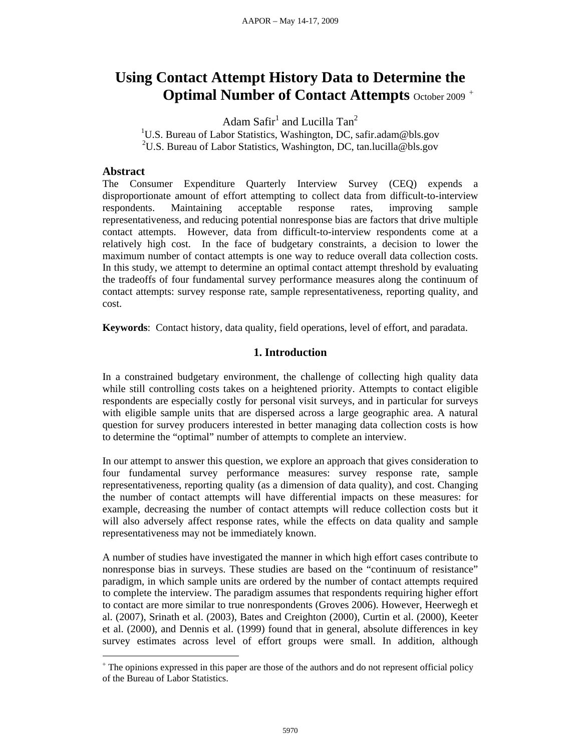# Using Contact Attempt History Data to Determine the Optimal Number of Contact Attempts October 2009 [+]

Adam Safir[1] and Lucilla Tan[2]

[1]U.S. Bureau of Labor Statistics, Washington, DC, safir.adam@bls.gov
[2]U.S. Bureau of Labor Statistics, Washington, DC, tan.lucilla@bls.gov

## Abstract

The Consumer Expenditure Quarterly Interview Survey (CEQ) expends a disproportionate amount of effort attempting to collect data from difficult-to-interview respondents. Maintaining acceptable response rates, improving sample representativeness, and reducing potential nonresponse bias are factors that drive multiple contact attempts. However, data from difficult-to-interview respondents come at a relatively high cost. In the face of budgetary constraints, a decision to lower the maximum number of contact attempts is one way to reduce overall data collection costs. In this study, we attempt to determine an optimal contact attempt threshold by evaluating the tradeoffs of four fundamental survey performance measures along the continuum of contact attempts: survey response rate, sample representativeness, reporting quality, and cost.

**Keywords**: Contact history, data quality, field operations, level of effort, and paradata.

## 1. Introduction

In a constrained budgetary environment, the challenge of collecting high quality data while still controlling costs takes on a heightened priority. Attempts to contact eligible respondents are especially costly for personal visit surveys, and in particular for surveys with eligible sample units that are dispersed across a large geographic area. A natural question for survey producers interested in better managing data collection costs is how to determine the "optimal" number of attempts to complete an interview.

In our attempt to answer this question, we explore an approach that gives consideration to four fundamental survey performance measures: survey response rate, sample representativeness, reporting quality (as a dimension of data quality), and cost. Changing the number of contact attempts will have differential impacts on these measures: for example, decreasing the number of contact attempts will reduce collection costs but it will also adversely affect response rates, while the effects on data quality and sample representativeness may not be immediately known.

A number of studies have investigated the manner in which high effort cases contribute to nonresponse bias in surveys. These studies are based on the "continuum of resistance" paradigm, in which sample units are ordered by the number of contact attempts required to complete the interview. The paradigm assumes that respondents requiring higher effort to contact are more similar to true nonrespondents (Groves 2006). However, Heerwegh et al. (2007), Srinath et al. (2003), Bates and Creighton (2000), Curtin et al. (2000), Keeter et al. (2000), and Dennis et al. (1999) found that in general, absolute differences in key survey estimates across level of effort groups were small. In addition, although

[+] The opinions expressed in this paper are those of the authors and do not represent official policy of the Bureau of Labor Statistics.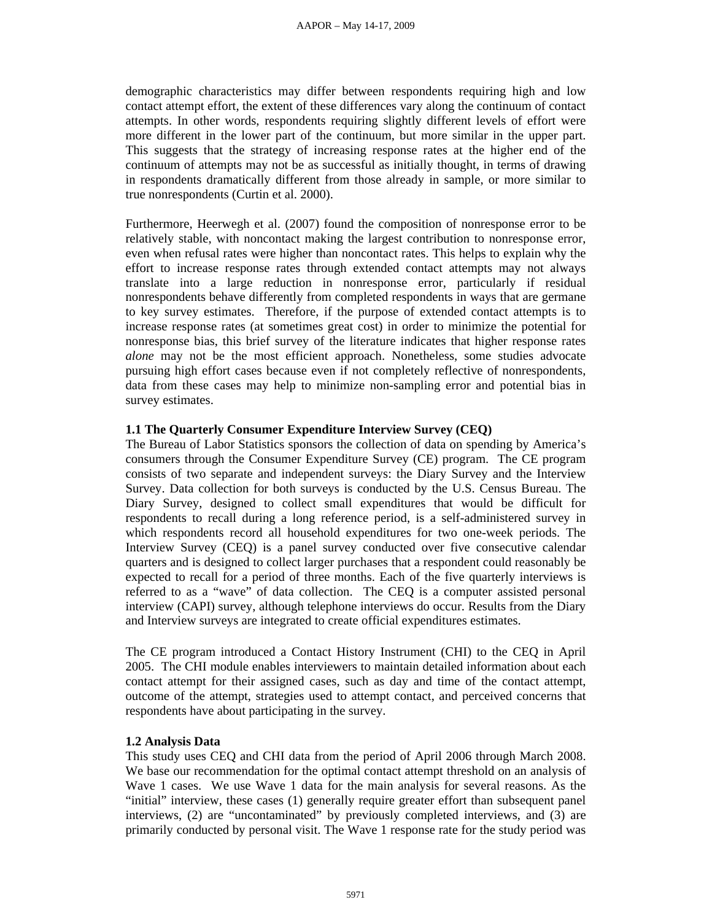demographic characteristics may differ between respondents requiring high and low contact attempt effort, the extent of these differences vary along the continuum of contact attempts. In other words, respondents requiring slightly different levels of effort were more different in the lower part of the continuum, but more similar in the upper part. This suggests that the strategy of increasing response rates at the higher end of the continuum of attempts may not be as successful as initially thought, in terms of drawing in respondents dramatically different from those already in sample, or more similar to true nonrespondents (Curtin et al. 2000).

Furthermore, Heerwegh et al. (2007) found the composition of nonresponse error to be relatively stable, with noncontact making the largest contribution to nonresponse error, even when refusal rates were higher than noncontact rates. This helps to explain why the effort to increase response rates through extended contact attempts may not always translate into a large reduction in nonresponse error, particularly if residual nonrespondents behave differently from completed respondents in ways that are germane to key survey estimates. Therefore, if the purpose of extended contact attempts is to increase response rates (at sometimes great cost) in order to minimize the potential for nonresponse bias, this brief survey of the literature indicates that higher response rates *alone* may not be the most efficient approach. Nonetheless, some studies advocate pursuing high effort cases because even if not completely reflective of nonrespondents, data from these cases may help to minimize non-sampling error and potential bias in survey estimates.

### 1.1 The Quarterly Consumer Expenditure Interview Survey (CEQ)

The Bureau of Labor Statistics sponsors the collection of data on spending by America's consumers through the Consumer Expenditure Survey (CE) program. The CE program consists of two separate and independent surveys: the Diary Survey and the Interview Survey. Data collection for both surveys is conducted by the U.S. Census Bureau. The Diary Survey, designed to collect small expenditures that would be difficult for respondents to recall during a long reference period, is a self-administered survey in which respondents record all household expenditures for two one-week periods. The Interview Survey (CEQ) is a panel survey conducted over five consecutive calendar quarters and is designed to collect larger purchases that a respondent could reasonably be expected to recall for a period of three months. Each of the five quarterly interviews is referred to as a "wave" of data collection. The CEQ is a computer assisted personal interview (CAPI) survey, although telephone interviews do occur. Results from the Diary and Interview surveys are integrated to create official expenditures estimates.

The CE program introduced a Contact History Instrument (CHI) to the CEQ in April 2005. The CHI module enables interviewers to maintain detailed information about each contact attempt for their assigned cases, such as day and time of the contact attempt, outcome of the attempt, strategies used to attempt contact, and perceived concerns that respondents have about participating in the survey.

### 1.2 Analysis Data

This study uses CEQ and CHI data from the period of April 2006 through March 2008. We base our recommendation for the optimal contact attempt threshold on an analysis of Wave 1 cases. We use Wave 1 data for the main analysis for several reasons. As the "initial" interview, these cases (1) generally require greater effort than subsequent panel interviews, (2) are "uncontaminated" by previously completed interviews, and (3) are primarily conducted by personal visit. The Wave 1 response rate for the study period was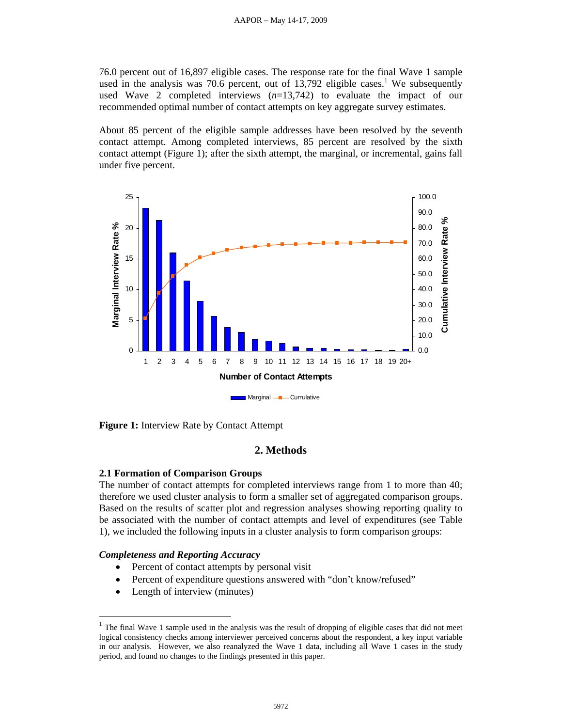76.0 percent out of 16,897 eligible cases. The response rate for the final Wave 1 sample used in the analysis was 70.6 percent, out of 13,792 eligible cases.[1] We subsequently used Wave 2 completed interviews (*n*=13,742) to evaluate the impact of our recommended optimal number of contact attempts on key aggregate survey estimates.

About 85 percent of the eligible sample addresses have been resolved by the seventh contact attempt. Among completed interviews, 85 percent are resolved by the sixth contact attempt (Figure 1); after the sixth attempt, the marginal, or incremental, gains fall under five percent.

**Figure 1:** Interview Rate by Contact Attempt

## 2. Methods

### 2.1 Formation of Comparison Groups

The number of contact attempts for completed interviews range from 1 to more than 40; therefore we used cluster analysis to form a smaller set of aggregated comparison groups. Based on the results of scatter plot and regression analyses showing reporting quality to be associated with the number of contact attempts and level of expenditures (see Table 1), we included the following inputs in a cluster analysis to form comparison groups:

***Completeness and Reporting Accuracy***

- Percent of contact attempts by personal visit
- Percent of expenditure questions answered with "don't know/refused"
- Length of interview (minutes)

---

[1] The final Wave 1 sample used in the analysis was the result of dropping of eligible cases that did not meet logical consistency checks among interviewer perceived concerns about the respondent, a key input variable in our analysis. However, we also reanalyzed the Wave 1 data, including all Wave 1 cases in the study period, and found no changes to the findings presented in this paper.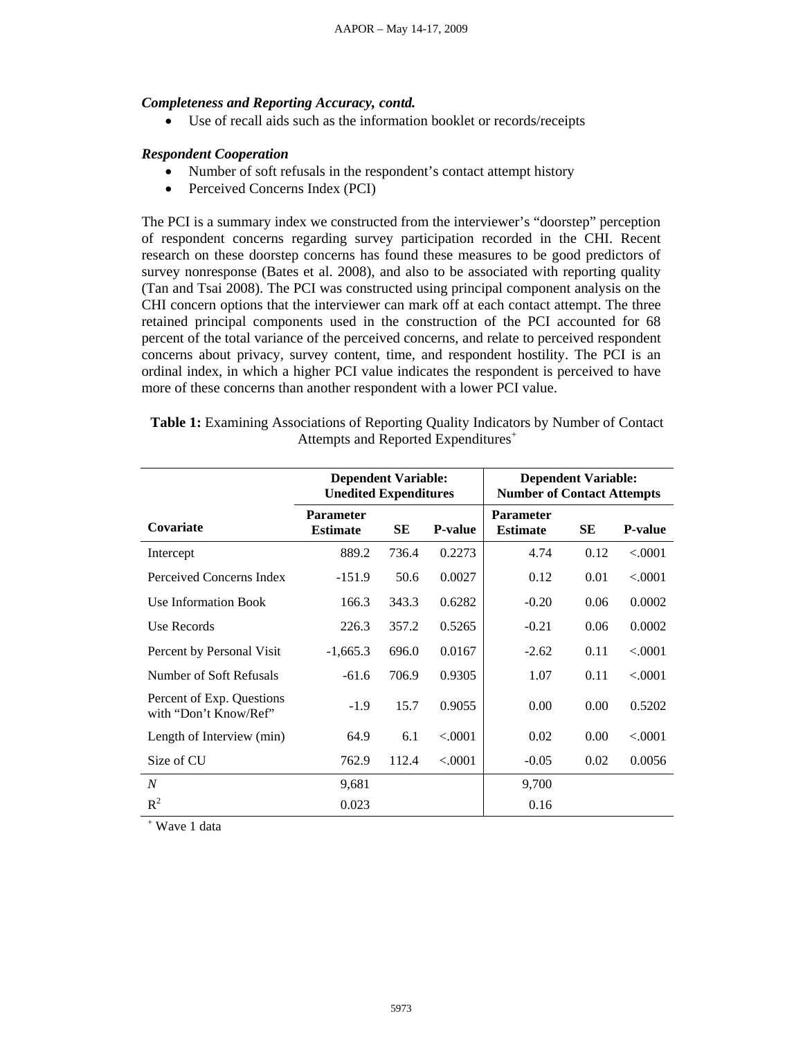***Completeness and Reporting Accuracy, contd.***

- Use of recall aids such as the information booklet or records/receipts

***Respondent Cooperation***

- Number of soft refusals in the respondent's contact attempt history
- Perceived Concerns Index (PCI)

The PCI is a summary index we constructed from the interviewer's "doorstep" perception of respondent concerns regarding survey participation recorded in the CHI. Recent research on these doorstep concerns has found these measures to be good predictors of survey nonresponse (Bates et al. 2008), and also to be associated with reporting quality (Tan and Tsai 2008). The PCI was constructed using principal component analysis on the CHI concern options that the interviewer can mark off at each contact attempt. The three retained principal components used in the construction of the PCI accounted for 68 percent of the total variance of the perceived concerns, and relate to perceived respondent concerns about privacy, survey content, time, and respondent hostility. The PCI is an ordinal index, in which a higher PCI value indicates the respondent is perceived to have more of these concerns than another respondent with a lower PCI value.

**Table 1:** Examining Associations of Reporting Quality Indicators by Number of Contact Attempts and Reported Expenditures[+]

| | **Dependent Variable: Unedited Expenditures** | | | **Dependent Variable: Number of Contact Attempts** | | |
|---|---|---|---|---|---|---|
| **Covariate** | **Parameter Estimate** | **SE** | **P-value** | **Parameter Estimate** | **SE** | **P-value** |
| Intercept | 889.2 | 736.4 | 0.2273 | 4.74 | 0.12 | <.0001 |
| Perceived Concerns Index | -151.9 | 50.6 | 0.0027 | 0.12 | 0.01 | <.0001 |
| Use Information Book | 166.3 | 343.3 | 0.6282 | -0.20 | 0.06 | 0.0002 |
| Use Records | 226.3 | 357.2 | 0.5265 | -0.21 | 0.06 | 0.0002 |
| Percent by Personal Visit | -1,665.3 | 696.0 | 0.0167 | -2.62 | 0.11 | <.0001 |
| Number of Soft Refusals | -61.6 | 706.9 | 0.9305 | 1.07 | 0.11 | <.0001 |
| Percent of Exp. Questions with "Don't Know/Ref" | -1.9 | 15.7 | 0.9055 | 0.00 | 0.00 | 0.5202 |
| Length of Interview (min) | 64.9 | 6.1 | <.0001 | 0.02 | 0.00 | <.0001 |
| Size of CU | 762.9 | 112.4 | <.0001 | -0.05 | 0.02 | 0.0056 |
| *N* | 9,681 | | | 9,700 | | |
| $R^2$ | 0.023 | | | 0.16 | | |

[+] Wave 1 data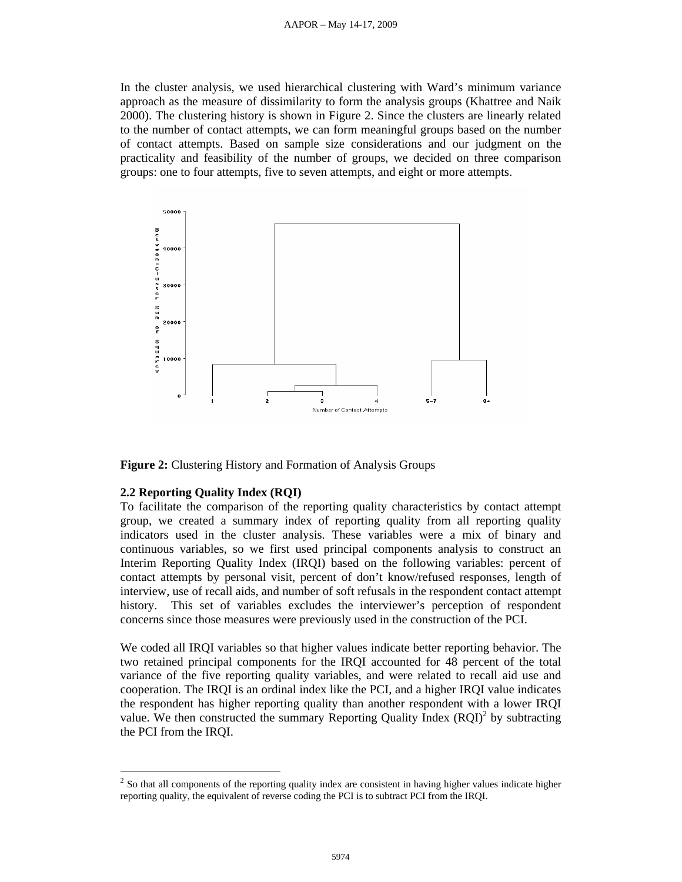In the cluster analysis, we used hierarchical clustering with Ward's minimum variance approach as the measure of dissimilarity to form the analysis groups (Khattree and Naik 2000). The clustering history is shown in Figure 2. Since the clusters are linearly related to the number of contact attempts, we can form meaningful groups based on the number of contact attempts. Based on sample size considerations and our judgment on the practicality and feasibility of the number of groups, we decided on three comparison groups: one to four attempts, five to seven attempts, and eight or more attempts.

**Figure 2:** Clustering History and Formation of Analysis Groups

### 2.2 Reporting Quality Index (RQI)

To facilitate the comparison of the reporting quality characteristics by contact attempt group, we created a summary index of reporting quality from all reporting quality indicators used in the cluster analysis. These variables were a mix of binary and continuous variables, so we first used principal components analysis to construct an Interim Reporting Quality Index (IRQI) based on the following variables: percent of contact attempts by personal visit, percent of don't know/refused responses, length of interview, use of recall aids, and number of soft refusals in the respondent contact attempt history. This set of variables excludes the interviewer's perception of respondent concerns since those measures were previously used in the construction of the PCI.

We coded all IRQI variables so that higher values indicate better reporting behavior. The two retained principal components for the IRQI accounted for 48 percent of the total variance of the five reporting quality variables, and were related to recall aid use and cooperation. The IRQI is an ordinal index like the PCI, and a higher IRQI value indicates the respondent has higher reporting quality than another respondent with a lower IRQI value. We then constructed the summary Reporting Quality Index (RQI)[2] by subtracting the PCI from the IRQI.

---

[2] So that all components of the reporting quality index are consistent in having higher values indicate higher reporting quality, the equivalent of reverse coding the PCI is to subtract PCI from the IRQI.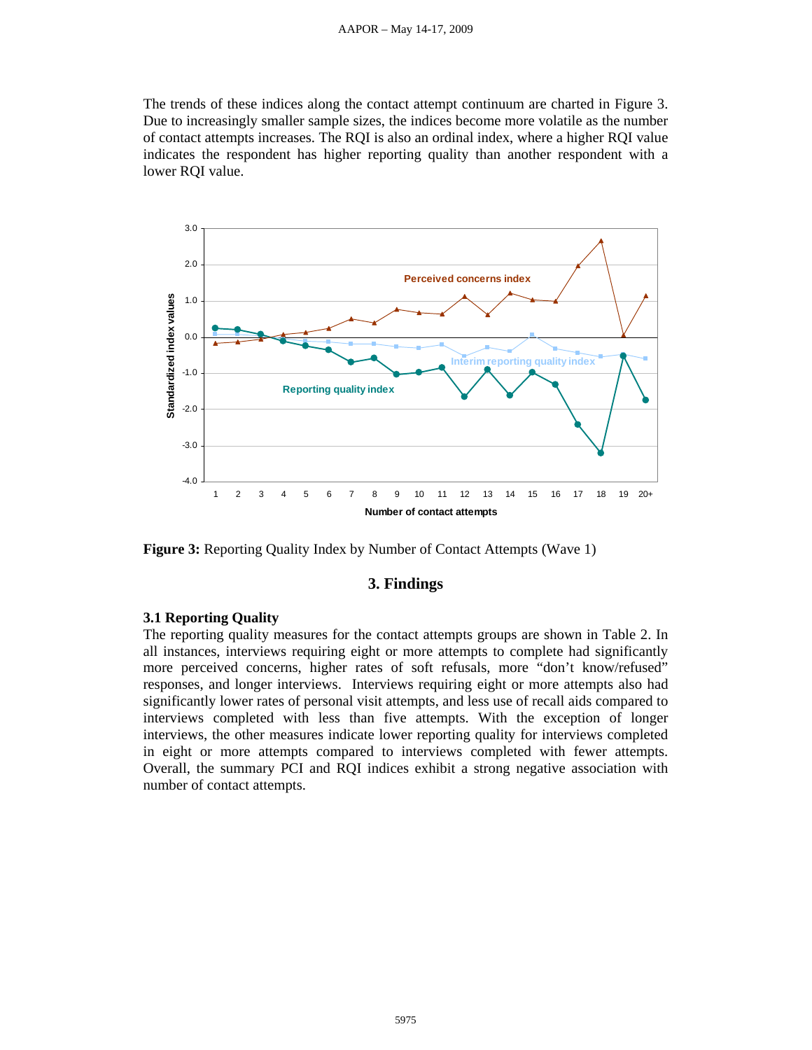The trends of these indices along the contact attempt continuum are charted in Figure 3. Due to increasingly smaller sample sizes, the indices become more volatile as the number of contact attempts increases. The RQI is also an ordinal index, where a higher RQI value indicates the respondent has higher reporting quality than another respondent with a lower RQI value.

**Figure 3:** Reporting Quality Index by Number of Contact Attempts (Wave 1)

## 3. Findings

### 3.1 Reporting Quality

The reporting quality measures for the contact attempts groups are shown in Table 2. In all instances, interviews requiring eight or more attempts to complete had significantly more perceived concerns, higher rates of soft refusals, more "don't know/refused" responses, and longer interviews. Interviews requiring eight or more attempts also had significantly lower rates of personal visit attempts, and less use of recall aids compared to interviews completed with less than five attempts. With the exception of longer interviews, the other measures indicate lower reporting quality for interviews completed in eight or more attempts compared to interviews completed with fewer attempts. Overall, the summary PCI and RQI indices exhibit a strong negative association with number of contact attempts.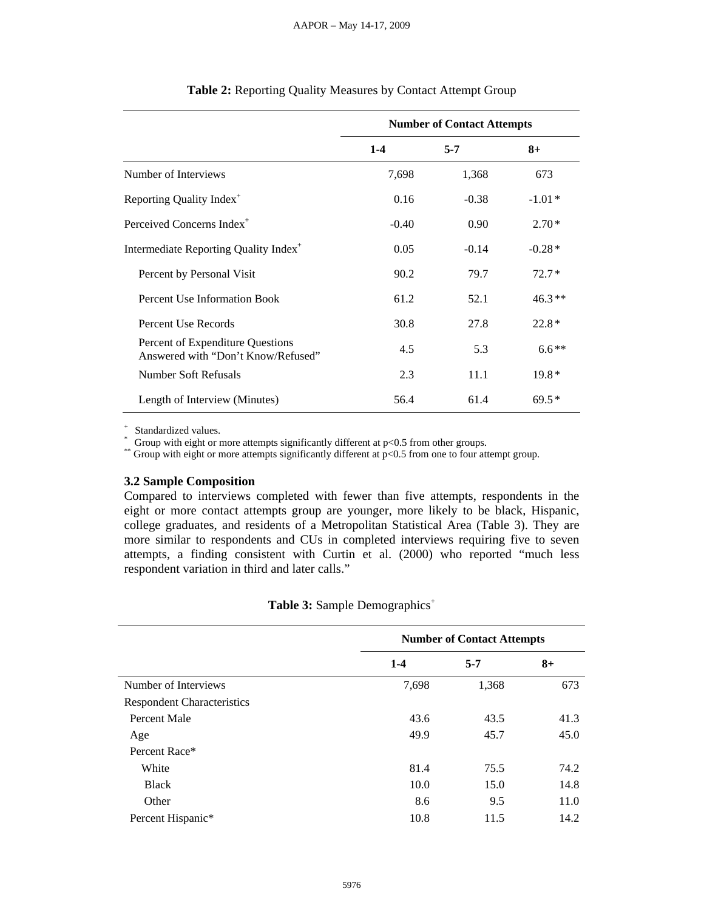**Table 2:** Reporting Quality Measures by Contact Attempt Group

| | Number of Contact Attempts | | |
|---|---|---|---|
| | 1-4 | 5-7 | 8+ |
| Number of Interviews | 7,698 | 1,368 | 673 |
| Reporting Quality Index⁺ | 0.16 | -0.38 | -1.01 * |
| Perceived Concerns Index⁺ | -0.40 | 0.90 | 2.70 * |
| Intermediate Reporting Quality Index⁺ | 0.05 | -0.14 | -0.28 * |
| Percent by Personal Visit | 90.2 | 79.7 | 72.7 * |
| Percent Use Information Book | 61.2 | 52.1 | 46.3 ** |
| Percent Use Records | 30.8 | 27.8 | 22.8 * |
| Percent of Expenditure Questions Answered with "Don't Know/Refused" | 4.5 | 5.3 | 6.6 ** |
| Number Soft Refusals | 2.3 | 11.1 | 19.8 * |
| Length of Interview (Minutes) | 56.4 | 61.4 | 69.5 * |

⁺ Standardized values.
\* Group with eight or more attempts significantly different at p<0.5 from other groups.
\*\* Group with eight or more attempts significantly different at p<0.5 from one to four attempt group.

### 3.2 Sample Composition

Compared to interviews completed with fewer than five attempts, respondents in the eight or more contact attempts group are younger, more likely to be black, Hispanic, college graduates, and residents of a Metropolitan Statistical Area (Table 3). They are more similar to respondents and CUs in completed interviews requiring five to seven attempts, a finding consistent with Curtin et al. (2000) who reported "much less respondent variation in third and later calls."

**Table 3:** Sample Demographics⁺

| | Number of Contact Attempts | | |
|---|---|---|---|
| | 1-4 | 5-7 | 8+ |
| Number of Interviews | 7,698 | 1,368 | 673 |
| Respondent Characteristics | | | |
| Percent Male | 43.6 | 43.5 | 41.3 |
| Age | 49.9 | 45.7 | 45.0 |
| Percent Race* | | | |
| White | 81.4 | 75.5 | 74.2 |
| Black | 10.0 | 15.0 | 14.8 |
| Other | 8.6 | 9.5 | 11.0 |
| Percent Hispanic* | 10.8 | 11.5 | 14.2 |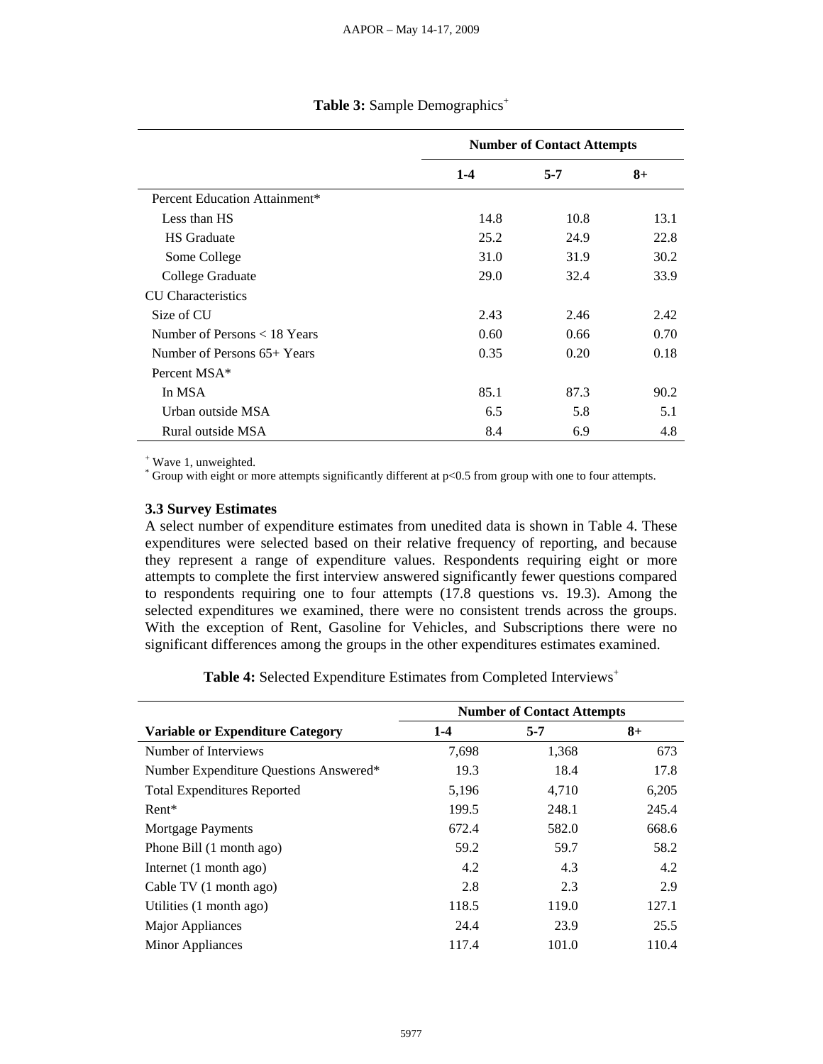**Table 3:** Sample Demographics+

| | Number of Contact Attempts | | |
|---|---|---|---|
| | **1-4** | **5-7** | **8+** |
| Percent Education Attainment* | | | |
| Less than HS | 14.8 | 10.8 | 13.1 |
| HS Graduate | 25.2 | 24.9 | 22.8 |
| Some College | 31.0 | 31.9 | 30.2 |
| College Graduate | 29.0 | 32.4 | 33.9 |
| CU Characteristics | | | |
| Size of CU | 2.43 | 2.46 | 2.42 |
| Number of Persons < 18 Years | 0.60 | 0.66 | 0.70 |
| Number of Persons 65+ Years | 0.35 | 0.20 | 0.18 |
| Percent MSA* | | | |
| In MSA | 85.1 | 87.3 | 90.2 |
| Urban outside MSA | 6.5 | 5.8 | 5.1 |
| Rural outside MSA | 8.4 | 6.9 | 4.8 |

+ Wave 1, unweighted.
* Group with eight or more attempts significantly different at p<0.5 from group with one to four attempts.

### 3.3 Survey Estimates

A select number of expenditure estimates from unedited data is shown in Table 4. These expenditures were selected based on their relative frequency of reporting, and because they represent a range of expenditure values. Respondents requiring eight or more attempts to complete the first interview answered significantly fewer questions compared to respondents requiring one to four attempts (17.8 questions vs. 19.3). Among the selected expenditures we examined, there were no consistent trends across the groups. With the exception of Rent, Gasoline for Vehicles, and Subscriptions there were no significant differences among the groups in the other expenditures estimates examined.

**Table 4:** Selected Expenditure Estimates from Completed Interviews+

| | Number of Contact Attempts | | |
|---|---|---|---|
| **Variable or Expenditure Category** | **1-4** | **5-7** | **8+** |
| Number of Interviews | 7,698 | 1,368 | 673 |
| Number Expenditure Questions Answered* | 19.3 | 18.4 | 17.8 |
| Total Expenditures Reported | 5,196 | 4,710 | 6,205 |
| Rent* | 199.5 | 248.1 | 245.4 |
| Mortgage Payments | 672.4 | 582.0 | 668.6 |
| Phone Bill (1 month ago) | 59.2 | 59.7 | 58.2 |
| Internet (1 month ago) | 4.2 | 4.3 | 4.2 |
| Cable TV (1 month ago) | 2.8 | 2.3 | 2.9 |
| Utilities (1 month ago) | 118.5 | 119.0 | 127.1 |
| Major Appliances | 24.4 | 23.9 | 25.5 |
| Minor Appliances | 117.4 | 101.0 | 110.4 |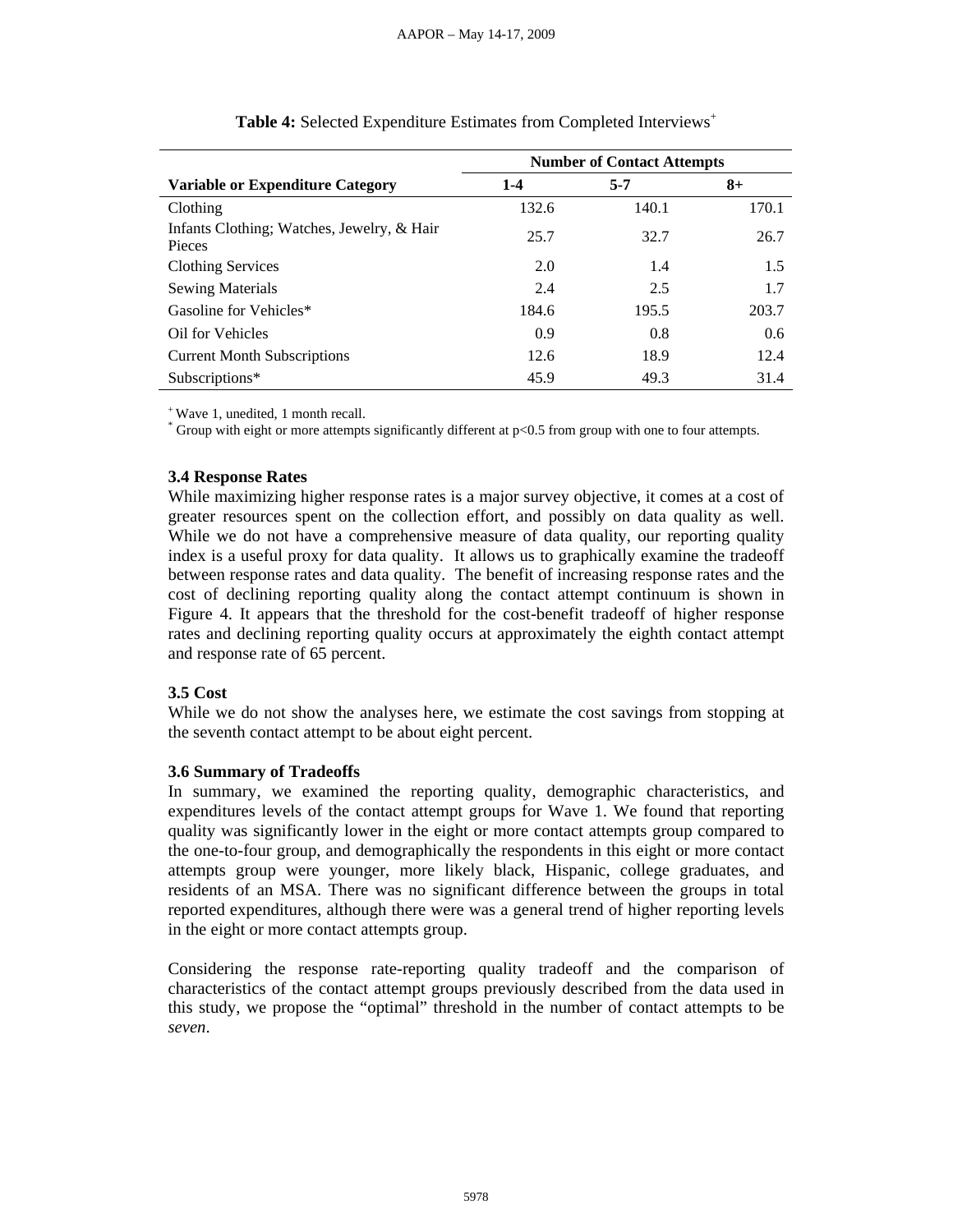**Table 4:** Selected Expenditure Estimates from Completed Interviews[+]

| Variable or Expenditure Category | Number of Contact Attempts | | |
|---|---|---|---|
| | 1-4 | 5-7 | 8+ |
| Clothing | 132.6 | 140.1 | 170.1 |
| Infants Clothing; Watches, Jewelry, & Hair Pieces | 25.7 | 32.7 | 26.7 |
| Clothing Services | 2.0 | 1.4 | 1.5 |
| Sewing Materials | 2.4 | 2.5 | 1.7 |
| Gasoline for Vehicles* | 184.6 | 195.5 | 203.7 |
| Oil for Vehicles | 0.9 | 0.8 | 0.6 |
| Current Month Subscriptions | 12.6 | 18.9 | 12.4 |
| Subscriptions* | 45.9 | 49.3 | 31.4 |

[+] Wave 1, unedited, 1 month recall.
[*] Group with eight or more attempts significantly different at $p<0.5$ from group with one to four attempts.

### 3.4 Response Rates

While maximizing higher response rates is a major survey objective, it comes at a cost of greater resources spent on the collection effort, and possibly on data quality as well. While we do not have a comprehensive measure of data quality, our reporting quality index is a useful proxy for data quality. It allows us to graphically examine the tradeoff between response rates and data quality. The benefit of increasing response rates and the cost of declining reporting quality along the contact attempt continuum is shown in Figure 4. It appears that the threshold for the cost-benefit tradeoff of higher response rates and declining reporting quality occurs at approximately the eighth contact attempt and response rate of 65 percent.

### 3.5 Cost

While we do not show the analyses here, we estimate the cost savings from stopping at the seventh contact attempt to be about eight percent.

### 3.6 Summary of Tradeoffs

In summary, we examined the reporting quality, demographic characteristics, and expenditures levels of the contact attempt groups for Wave 1. We found that reporting quality was significantly lower in the eight or more contact attempts group compared to the one-to-four group, and demographically the respondents in this eight or more contact attempts group were younger, more likely black, Hispanic, college graduates, and residents of an MSA. There was no significant difference between the groups in total reported expenditures, although there were was a general trend of higher reporting levels in the eight or more contact attempts group.

Considering the response rate-reporting quality tradeoff and the comparison of characteristics of the contact attempt groups previously described from the data used in this study, we propose the "optimal" threshold in the number of contact attempts to be *seven*.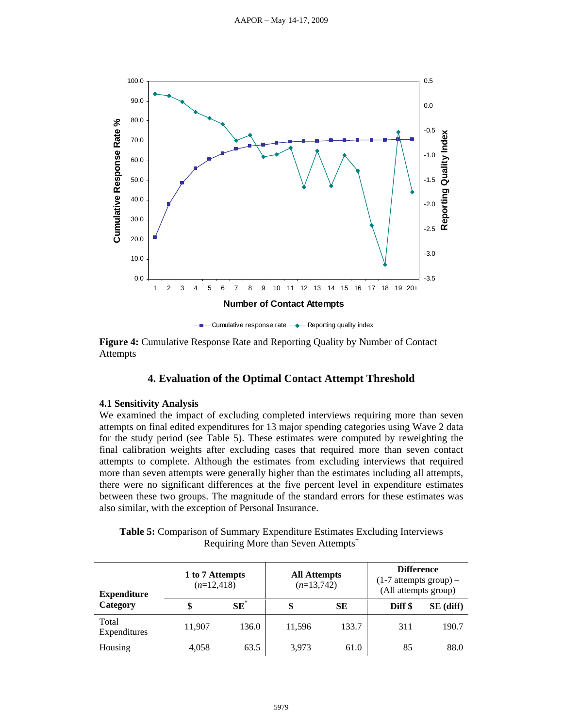**Figure 4:** Cumulative Response Rate and Reporting Quality by Number of Contact Attempts

## 4. Evaluation of the Optimal Contact Attempt Threshold

### 4.1 Sensitivity Analysis

We examined the impact of excluding completed interviews requiring more than seven attempts on final edited expenditures for 13 major spending categories using Wave 2 data for the study period (see Table 5). These estimates were computed by reweighting the final calibration weights after excluding cases that required more than seven contact attempts to complete. Although the estimates from excluding interviews that required more than seven attempts were generally higher than the estimates including all attempts, there were no significant differences at the five percent level in expenditure estimates between these two groups. The magnitude of the standard errors for these estimates was also similar, with the exception of Personal Insurance.

**Table 5:** Comparison of Summary Expenditure Estimates Excluding Interviews Requiring More than Seven Attempts+

| Expenditure Category | 1 to 7 Attempts (*n*=12,418) | | All Attempts (*n*=13,742) | | Difference (1-7 attempts group) – (All attempts group) | |
|---|---|---|---|---|---|---|
| | **$** | **SE*** | **$** | **SE** | **Diff $** | **SE (diff)** |
| Total Expenditures | 11,907 | 136.0 | 11,596 | 133.7 | 311 | 190.7 |
| Housing | 4,058 | 63.5 | 3,973 | 61.0 | 85 | 88.0 |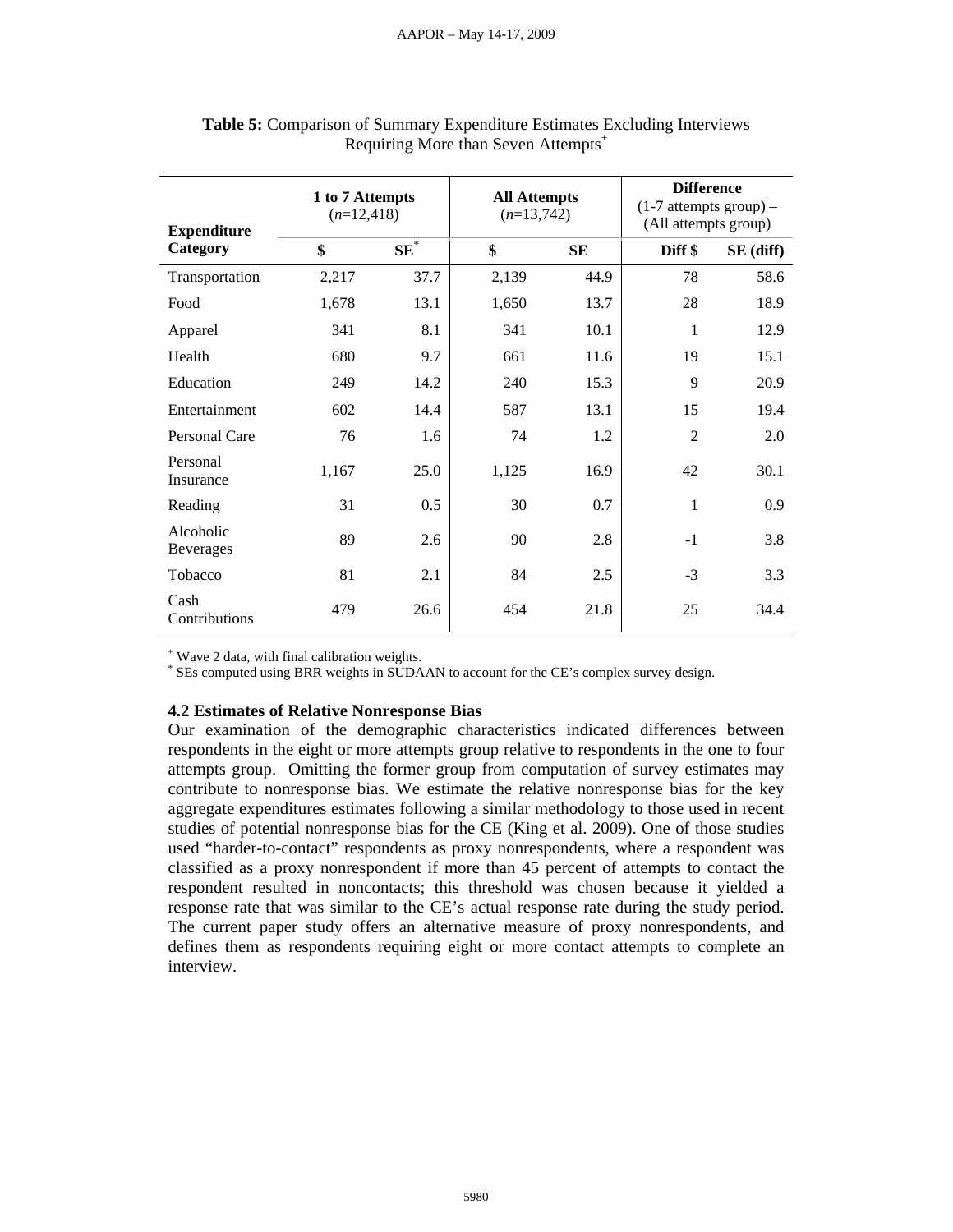**Table 5:** Comparison of Summary Expenditure Estimates Excluding Interviews Requiring More than Seven Attempts[+]

| Expenditure Category | 1 to 7 Attempts (*n*=12,418) | | All Attempts (*n*=13,742) | | Difference (1-7 attempts group) – (All attempts group) | |
|---|---|---|---|---|---|---|
| | $ | SE[*] | $ | SE | Diff $ | SE (diff) |
| Transportation | 2,217 | 37.7 | 2,139 | 44.9 | 78 | 58.6 |
| Food | 1,678 | 13.1 | 1,650 | 13.7 | 28 | 18.9 |
| Apparel | 341 | 8.1 | 341 | 10.1 | 1 | 12.9 |
| Health | 680 | 9.7 | 661 | 11.6 | 19 | 15.1 |
| Education | 249 | 14.2 | 240 | 15.3 | 9 | 20.9 |
| Entertainment | 602 | 14.4 | 587 | 13.1 | 15 | 19.4 |
| Personal Care | 76 | 1.6 | 74 | 1.2 | 2 | 2.0 |
| Personal Insurance | 1,167 | 25.0 | 1,125 | 16.9 | 42 | 30.1 |
| Reading | 31 | 0.5 | 30 | 0.7 | 1 | 0.9 |
| Alcoholic Beverages | 89 | 2.6 | 90 | 2.8 | -1 | 3.8 |
| Tobacco | 81 | 2.1 | 84 | 2.5 | -3 | 3.3 |
| Cash Contributions | 479 | 26.6 | 454 | 21.8 | 25 | 34.4 |

[+] Wave 2 data, with final calibration weights.
[*] SEs computed using BRR weights in SUDAAN to account for the CE's complex survey design.

### 4.2 Estimates of Relative Nonresponse Bias

Our examination of the demographic characteristics indicated differences between respondents in the eight or more attempts group relative to respondents in the one to four attempts group. Omitting the former group from computation of survey estimates may contribute to nonresponse bias. We estimate the relative nonresponse bias for the key aggregate expenditures estimates following a similar methodology to those used in recent studies of potential nonresponse bias for the CE (King et al. 2009). One of those studies used "harder-to-contact" respondents as proxy nonrespondents, where a respondent was classified as a proxy nonrespondent if more than 45 percent of attempts to contact the respondent resulted in noncontacts; this threshold was chosen because it yielded a response rate that was similar to the CE's actual response rate during the study period. The current paper study offers an alternative measure of proxy nonrespondents, and defines them as respondents requiring eight or more contact attempts to complete an interview.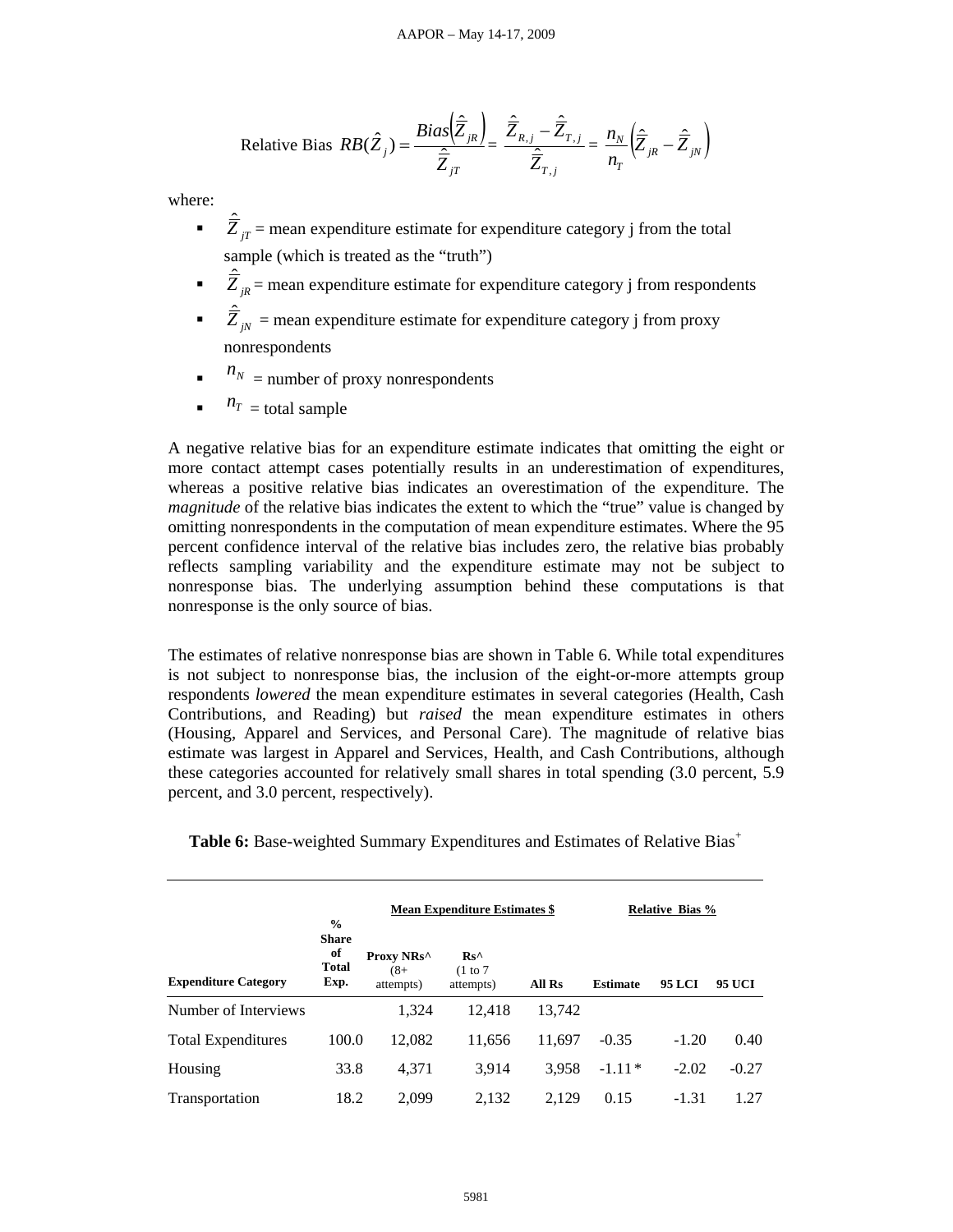$$\text{Relative Bias } RB(\hat{Z}_j) = \frac{Bias\left(\hat{\bar{Z}}_{jR}\right)}{\hat{\bar{Z}}_{jT}} = \frac{\hat{\bar{Z}}_{R,j} - \hat{\bar{Z}}_{T,j}}{\hat{\bar{Z}}_{T,j}} = \frac{n_N}{n_T}\left(\hat{\bar{Z}}_{jR} - \hat{\bar{Z}}_{jN}\right)$$

where:

- $\hat{\bar{Z}}_{jT}$ = mean expenditure estimate for expenditure category j from the total sample (which is treated as the "truth")
- $\hat{\bar{Z}}_{jR}$ = mean expenditure estimate for expenditure category j from respondents
- $\hat{\bar{Z}}_{jN}$ = mean expenditure estimate for expenditure category j from proxy nonrespondents
- $n_N$ = number of proxy nonrespondents
- $n_T$ = total sample

A negative relative bias for an expenditure estimate indicates that omitting the eight or more contact attempt cases potentially results in an underestimation of expenditures, whereas a positive relative bias indicates an overestimation of the expenditure. The *magnitude* of the relative bias indicates the extent to which the "true" value is changed by omitting nonrespondents in the computation of mean expenditure estimates. Where the 95 percent confidence interval of the relative bias includes zero, the relative bias probably reflects sampling variability and the expenditure estimate may not be subject to nonresponse bias. The underlying assumption behind these computations is that nonresponse is the only source of bias.

The estimates of relative nonresponse bias are shown in Table 6. While total expenditures is not subject to nonresponse bias, the inclusion of the eight-or-more attempts group respondents *lowered* the mean expenditure estimates in several categories (Health, Cash Contributions, and Reading) but *raised* the mean expenditure estimates in others (Housing, Apparel and Services, and Personal Care). The magnitude of relative bias estimate was largest in Apparel and Services, Health, and Cash Contributions, although these categories accounted for relatively small shares in total spending (3.0 percent, 5.9 percent, and 3.0 percent, respectively).

**Table 6:** Base-weighted Summary Expenditures and Estimates of Relative Bias[+]

| | | Mean Expenditure Estimates $ | | | Relative Bias % | | |
|---|---|---|---|---|---|---|---|
| **Expenditure Category** | **% Share of Total Exp.** | **Proxy NRs^** (8+ attempts) | **Rs^** (1 to 7 attempts) | **All Rs** | **Estimate** | **95 LCI** | **95 UCI** |
| Number of Interviews | | 1,324 | 12,418 | 13,742 | | | |
| Total Expenditures | 100.0 | 12,082 | 11,656 | 11,697 | -0.35 | -1.20 | 0.40 |
| Housing | 33.8 | 4,371 | 3,914 | 3,958 | -1.11 * | -2.02 | -0.27 |
| Transportation | 18.2 | 2,099 | 2,132 | 2,129 | 0.15 | -1.31 | 1.27 |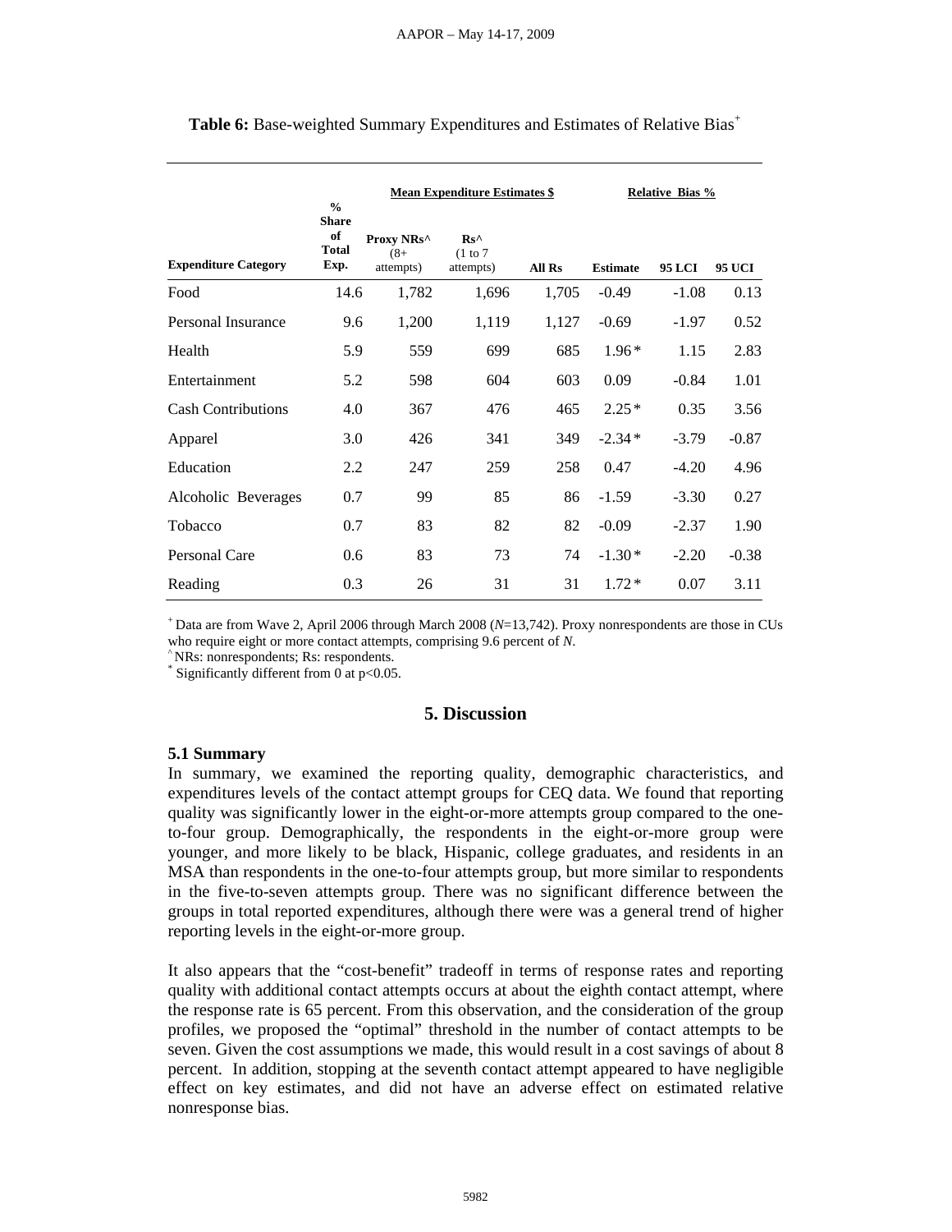**Table 6:** Base-weighted Summary Expenditures and Estimates of Relative Bias[+]

| Expenditure Category | % Share of Total Exp. | Mean Expenditure Estimates $ | | | Relative Bias % | | |
|---|---|---|---|---|---|---|---|
| | | Proxy NRs^ (8+ attempts) | Rs^ (1 to 7 attempts) | All Rs | Estimate | 95 LCI | 95 UCI |
| Food | 14.6 | 1,782 | 1,696 | 1,705 | -0.49 | -1.08 | 0.13 |
| Personal Insurance | 9.6 | 1,200 | 1,119 | 1,127 | -0.69 | -1.97 | 0.52 |
| Health | 5.9 | 559 | 699 | 685 | 1.96* | 1.15 | 2.83 |
| Entertainment | 5.2 | 598 | 604 | 603 | 0.09 | -0.84 | 1.01 |
| Cash Contributions | 4.0 | 367 | 476 | 465 | 2.25* | 0.35 | 3.56 |
| Apparel | 3.0 | 426 | 341 | 349 | -2.34* | -3.79 | -0.87 |
| Education | 2.2 | 247 | 259 | 258 | 0.47 | -4.20 | 4.96 |
| Alcoholic Beverages | 0.7 | 99 | 85 | 86 | -1.59 | -3.30 | 0.27 |
| Tobacco | 0.7 | 83 | 82 | 82 | -0.09 | -2.37 | 1.90 |
| Personal Care | 0.6 | 83 | 73 | 74 | -1.30* | -2.20 | -0.38 |
| Reading | 0.3 | 26 | 31 | 31 | 1.72* | 0.07 | 3.11 |

[+] Data are from Wave 2, April 2006 through March 2008 (*N*=13,742). Proxy nonrespondents are those in CUs who require eight or more contact attempts, comprising 9.6 percent of *N*.
[^] NRs: nonrespondents; Rs: respondents.
[*] Significantly different from 0 at $p<0.05$.

## 5. Discussion

### 5.1 Summary

In summary, we examined the reporting quality, demographic characteristics, and expenditures levels of the contact attempt groups for CEQ data. We found that reporting quality was significantly lower in the eight-or-more attempts group compared to the one-to-four group. Demographically, the respondents in the eight-or-more group were younger, and more likely to be black, Hispanic, college graduates, and residents in an MSA than respondents in the one-to-four attempts group, but more similar to respondents in the five-to-seven attempts group. There was no significant difference between the groups in total reported expenditures, although there were was a general trend of higher reporting levels in the eight-or-more group.

It also appears that the "cost-benefit" tradeoff in terms of response rates and reporting quality with additional contact attempts occurs at about the eighth contact attempt, where the response rate is 65 percent. From this observation, and the consideration of the group profiles, we proposed the "optimal" threshold in the number of contact attempts to be seven. Given the cost assumptions we made, this would result in a cost savings of about 8 percent. In addition, stopping at the seventh contact attempt appeared to have negligible effect on key estimates, and did not have an adverse effect on estimated relative nonresponse bias.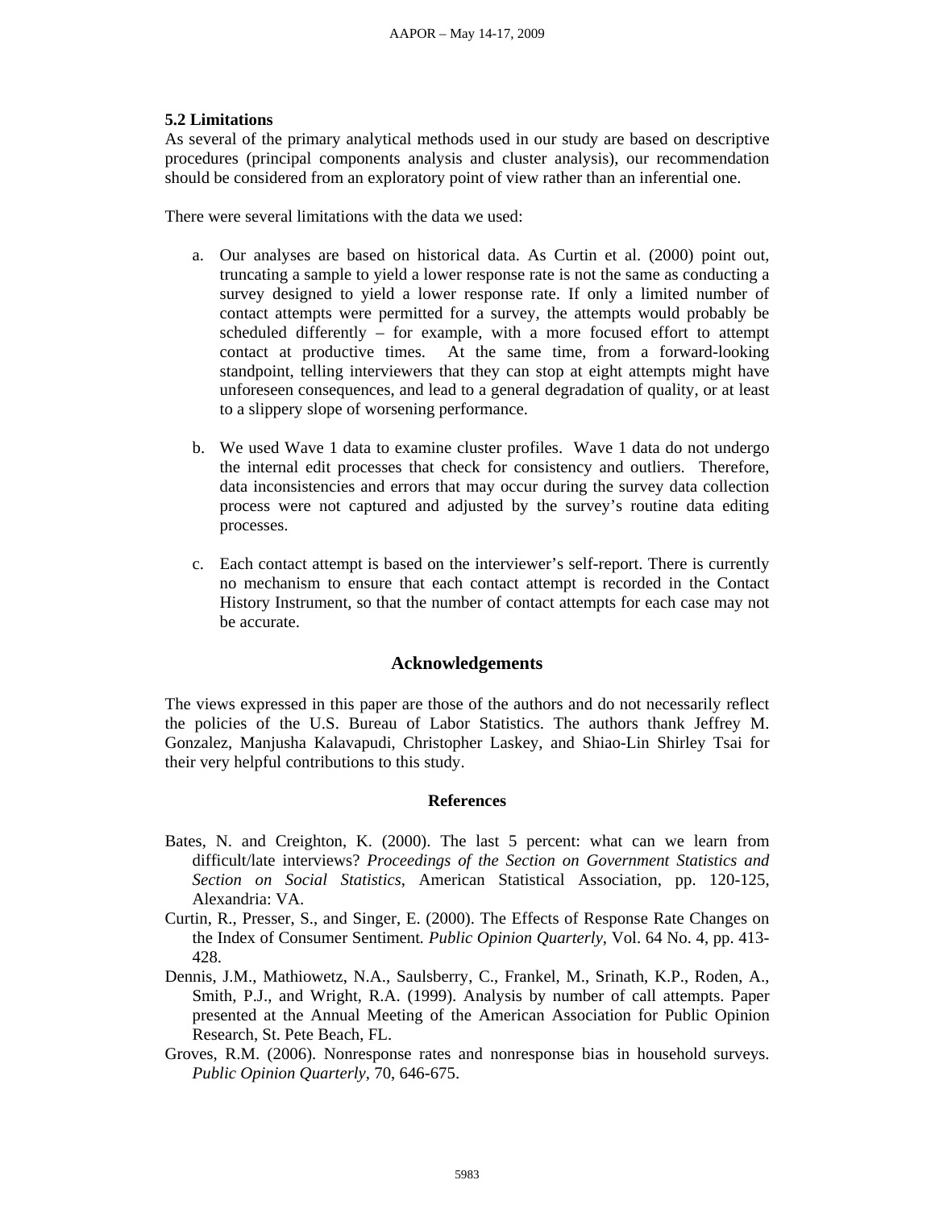### 5.2 Limitations

As several of the primary analytical methods used in our study are based on descriptive procedures (principal components analysis and cluster analysis), our recommendation should be considered from an exploratory point of view rather than an inferential one.

There were several limitations with the data we used:

a. Our analyses are based on historical data. As Curtin et al. (2000) point out, truncating a sample to yield a lower response rate is not the same as conducting a survey designed to yield a lower response rate. If only a limited number of contact attempts were permitted for a survey, the attempts would probably be scheduled differently – for example, with a more focused effort to attempt contact at productive times. At the same time, from a forward-looking standpoint, telling interviewers that they can stop at eight attempts might have unforeseen consequences, and lead to a general degradation of quality, or at least to a slippery slope of worsening performance.

b. We used Wave 1 data to examine cluster profiles. Wave 1 data do not undergo the internal edit processes that check for consistency and outliers. Therefore, data inconsistencies and errors that may occur during the survey data collection process were not captured and adjusted by the survey's routine data editing processes.

c. Each contact attempt is based on the interviewer's self-report. There is currently no mechanism to ensure that each contact attempt is recorded in the Contact History Instrument, so that the number of contact attempts for each case may not be accurate.

## Acknowledgements

The views expressed in this paper are those of the authors and do not necessarily reflect the policies of the U.S. Bureau of Labor Statistics. The authors thank Jeffrey M. Gonzalez, Manjusha Kalavapudi, Christopher Laskey, and Shiao-Lin Shirley Tsai for their very helpful contributions to this study.

### References

Bates, N. and Creighton, K. (2000). The last 5 percent: what can we learn from difficult/late interviews? *Proceedings of the Section on Government Statistics and Section on Social Statistics*, American Statistical Association, pp. 120-125, Alexandria: VA.

Curtin, R., Presser, S., and Singer, E. (2000). The Effects of Response Rate Changes on the Index of Consumer Sentiment. *Public Opinion Quarterly*, Vol. 64 No. 4, pp. 413-428.

Dennis, J.M., Mathiowetz, N.A., Saulsberry, C., Frankel, M., Srinath, K.P., Roden, A., Smith, P.J., and Wright, R.A. (1999). Analysis by number of call attempts. Paper presented at the Annual Meeting of the American Association for Public Opinion Research, St. Pete Beach, FL.

Groves, R.M. (2006). Nonresponse rates and nonresponse bias in household surveys. *Public Opinion Quarterly*, 70, 646-675.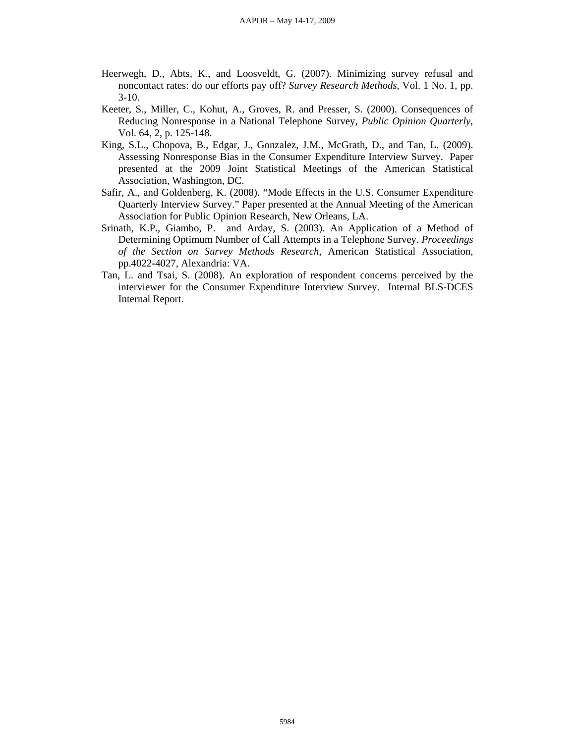Heerwegh, D., Abts, K., and Loosveldt, G. (2007). Minimizing survey refusal and noncontact rates: do our efforts pay off? *Survey Research Methods*, Vol. 1 No. 1, pp. 3-10.

Keeter, S., Miller, C., Kohut, A., Groves, R. and Presser, S. (2000). Consequences of Reducing Nonresponse in a National Telephone Survey, *Public Opinion Quarterly*, Vol. 64, 2, p. 125-148.

King, S.L., Chopova, B., Edgar, J., Gonzalez, J.M., McGrath, D., and Tan, L. (2009). Assessing Nonresponse Bias in the Consumer Expenditure Interview Survey. Paper presented at the 2009 Joint Statistical Meetings of the American Statistical Association, Washington, DC.

Safir, A., and Goldenberg, K. (2008). "Mode Effects in the U.S. Consumer Expenditure Quarterly Interview Survey." Paper presented at the Annual Meeting of the American Association for Public Opinion Research, New Orleans, LA.

Srinath, K.P., Giambo, P. and Arday, S. (2003). An Application of a Method of Determining Optimum Number of Call Attempts in a Telephone Survey. *Proceedings of the Section on Survey Methods Research*, American Statistical Association, pp.4022-4027, Alexandria: VA.

Tan, L. and Tsai, S. (2008). An exploration of respondent concerns perceived by the interviewer for the Consumer Expenditure Interview Survey. Internal BLS-DCES Internal Report.